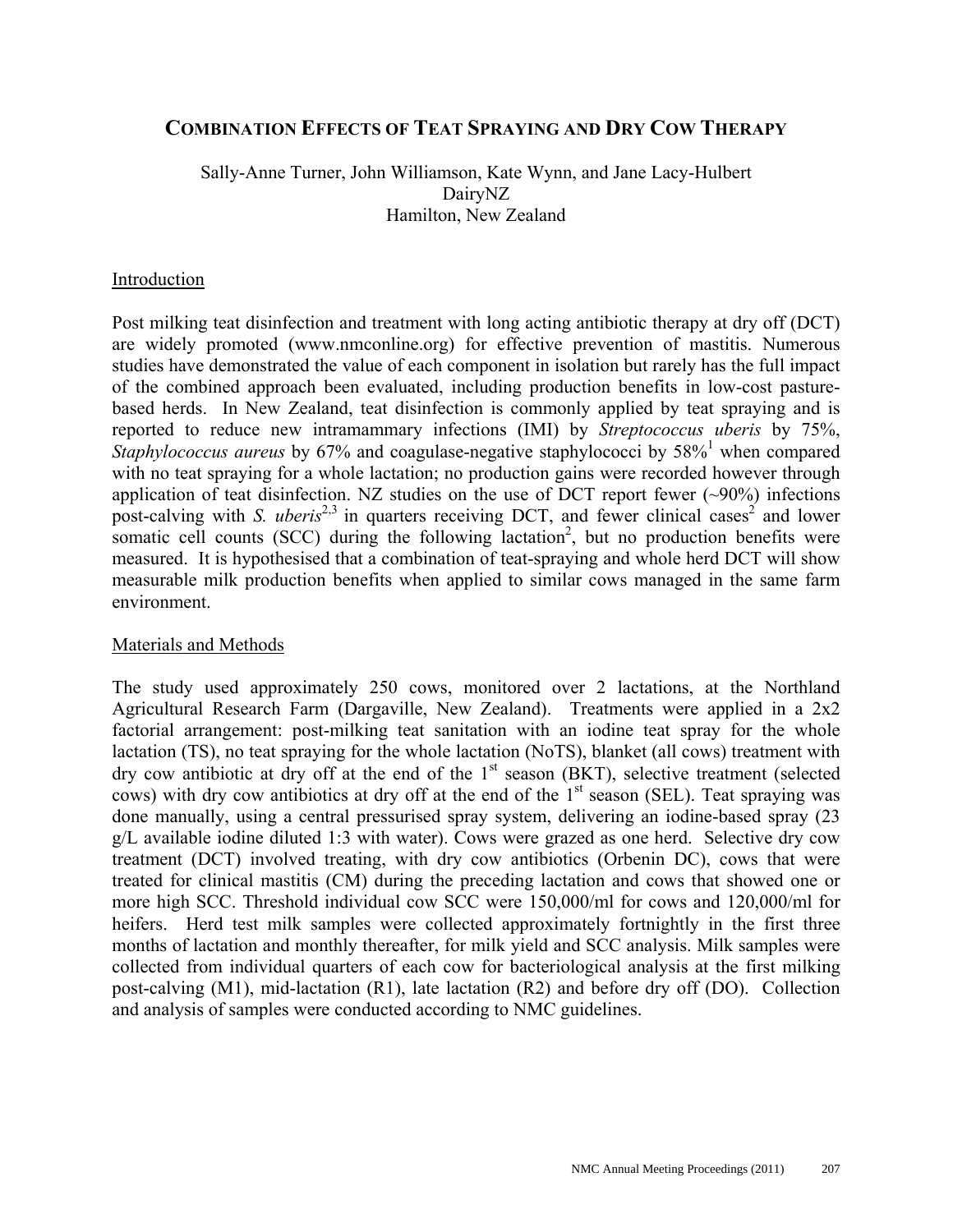# Combination Effects of Teat Spraying and Dry Cow Therapy

Sally-Anne Turner, John Williamson, Kate Wynn, and Jane Lacy-Hulbert
DairyNZ
Hamilton, New Zealand

## Introduction

Post milking teat disinfection and treatment with long acting antibiotic therapy at dry off (DCT) are widely promoted (www.nmconline.org) for effective prevention of mastitis. Numerous studies have demonstrated the value of each component in isolation but rarely has the full impact of the combined approach been evaluated, including production benefits in low-cost pasture-based herds. In New Zealand, teat disinfection is commonly applied by teat spraying and is reported to reduce new intramammary infections (IMI) by *Streptococcus uberis* by 75%, *Staphylococcus aureus* by 67% and coagulase-negative staphylococci by 58%[1] when compared with no teat spraying for a whole lactation; no production gains were recorded however through application of teat disinfection. NZ studies on the use of DCT report fewer (~90%) infections post-calving with *S. uberis*[2,3] in quarters receiving DCT, and fewer clinical cases[2] and lower somatic cell counts (SCC) during the following lactation[2], but no production benefits were measured. It is hypothesised that a combination of teat-spraying and whole herd DCT will show measurable milk production benefits when applied to similar cows managed in the same farm environment.

## Materials and Methods

The study used approximately 250 cows, monitored over 2 lactations, at the Northland Agricultural Research Farm (Dargaville, New Zealand). Treatments were applied in a 2x2 factorial arrangement: post-milking teat sanitation with an iodine teat spray for the whole lactation (TS), no teat spraying for the whole lactation (NoTS), blanket (all cows) treatment with dry cow antibiotic at dry off at the end of the 1st season (BKT), selective treatment (selected cows) with dry cow antibiotics at dry off at the end of the 1st season (SEL). Teat spraying was done manually, using a central pressurised spray system, delivering an iodine-based spray (23 g/L available iodine diluted 1:3 with water). Cows were grazed as one herd. Selective dry cow treatment (DCT) involved treating, with dry cow antibiotics (Orbenin DC), cows that were treated for clinical mastitis (CM) during the preceding lactation and cows that showed one or more high SCC. Threshold individual cow SCC were 150,000/ml for cows and 120,000/ml for heifers. Herd test milk samples were collected approximately fortnightly in the first three months of lactation and monthly thereafter, for milk yield and SCC analysis. Milk samples were collected from individual quarters of each cow for bacteriological analysis at the first milking post-calving (M1), mid-lactation (R1), late lactation (R2) and before dry off (DO). Collection and analysis of samples were conducted according to NMC guidelines.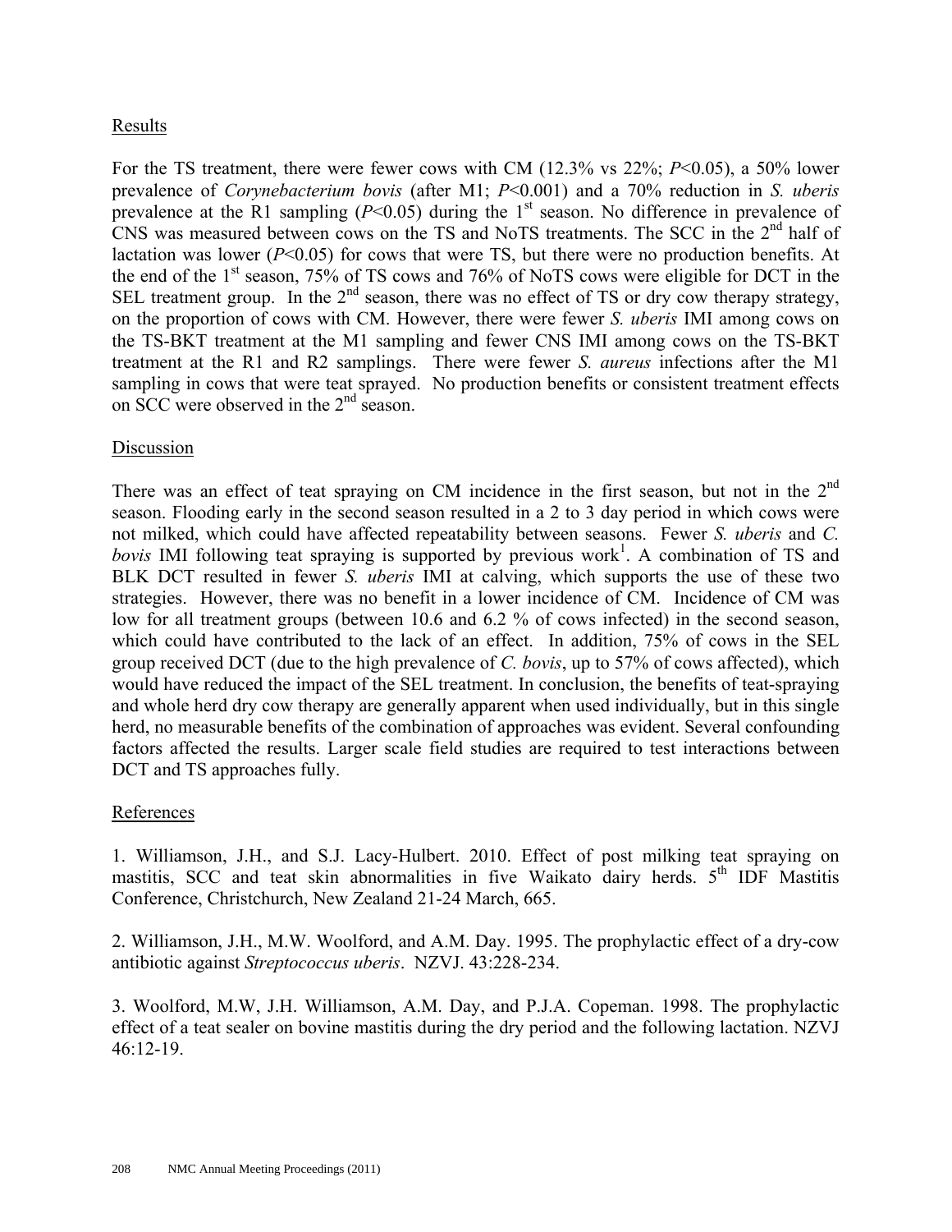## Results

For the TS treatment, there were fewer cows with CM (12.3% vs 22%; $P<0.05$), a 50% lower prevalence of *Corynebacterium bovis* (after M1; $P<0.001$) and a 70% reduction in *S. uberis* prevalence at the R1 sampling ($P<0.05$) during the 1st season. No difference in prevalence of CNS was measured between cows on the TS and NoTS treatments. The SCC in the 2nd half of lactation was lower ($P<0.05$) for cows that were TS, but there were no production benefits. At the end of the 1st season, 75% of TS cows and 76% of NoTS cows were eligible for DCT in the SEL treatment group. In the 2nd season, there was no effect of TS or dry cow therapy strategy, on the proportion of cows with CM. However, there were fewer *S. uberis* IMI among cows on the TS-BKT treatment at the M1 sampling and fewer CNS IMI among cows on the TS-BKT treatment at the R1 and R2 samplings. There were fewer *S. aureus* infections after the M1 sampling in cows that were teat sprayed. No production benefits or consistent treatment effects on SCC were observed in the 2nd season.

## Discussion

There was an effect of teat spraying on CM incidence in the first season, but not in the 2nd season. Flooding early in the second season resulted in a 2 to 3 day period in which cows were not milked, which could have affected repeatability between seasons. Fewer *S. uberis* and *C. bovis* IMI following teat spraying is supported by previous work[1]. A combination of TS and BLK DCT resulted in fewer *S. uberis* IMI at calving, which supports the use of these two strategies. However, there was no benefit in a lower incidence of CM. Incidence of CM was low for all treatment groups (between 10.6 and 6.2 % of cows infected) in the second season, which could have contributed to the lack of an effect. In addition, 75% of cows in the SEL group received DCT (due to the high prevalence of *C. bovis*, up to 57% of cows affected), which would have reduced the impact of the SEL treatment. In conclusion, the benefits of teat-spraying and whole herd dry cow therapy are generally apparent when used individually, but in this single herd, no measurable benefits of the combination of approaches was evident. Several confounding factors affected the results. Larger scale field studies are required to test interactions between DCT and TS approaches fully.

## References

1. Williamson, J.H., and S.J. Lacy-Hulbert. 2010. Effect of post milking teat spraying on mastitis, SCC and teat skin abnormalities in five Waikato dairy herds. 5th IDF Mastitis Conference, Christchurch, New Zealand 21-24 March, 665.

2. Williamson, J.H., M.W. Woolford, and A.M. Day. 1995. The prophylactic effect of a dry-cow antibiotic against *Streptococcus uberis*. NZVJ. 43:228-234.

3. Woolford, M.W, J.H. Williamson, A.M. Day, and P.J.A. Copeman. 1998. The prophylactic effect of a teat sealer on bovine mastitis during the dry period and the following lactation. NZVJ 46:12-19.